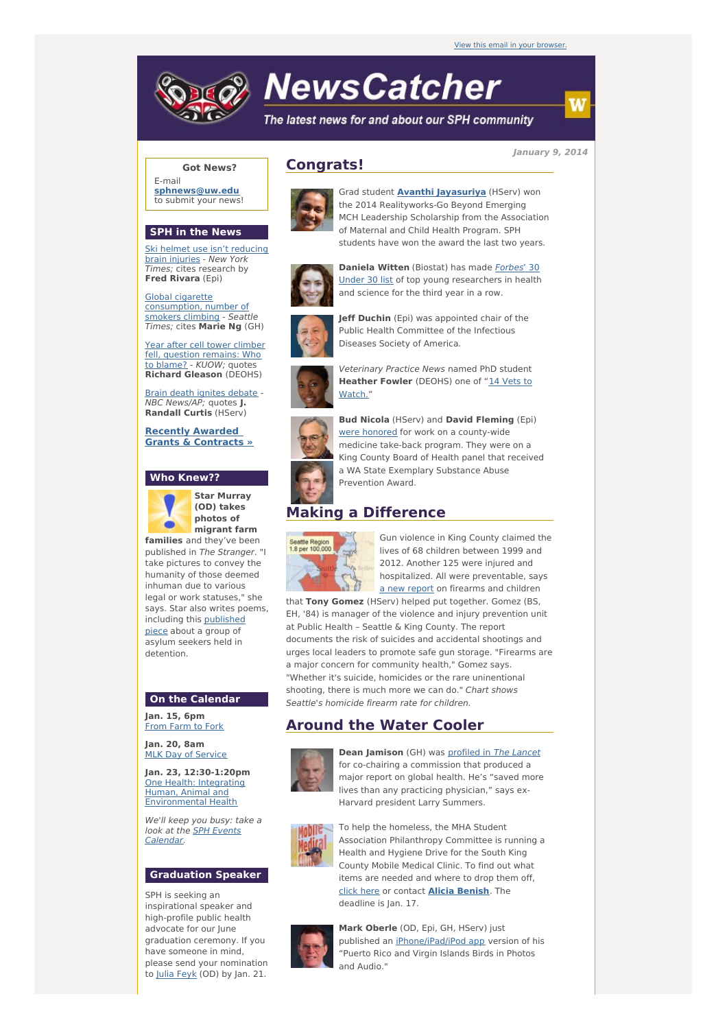View this email in your browser.

# NewsCatcher

*The latest news for and about our SPH community*

January 9, 2014

**Got News?**

E-mail **sphnews@uw.edu** to submit your news!

## SPH in the News

Ski helmet use isn't reducing brain injuries - *New York Times;* cites research by **Fred Rivara** (Epi)

Global cigarette consumption, number of smokers climbing - *Seattle Times;* cites **Marie Ng** (GH)

Year after cell tower climber fell, question remains: Who to blame? - *KUOW;* quotes **Richard Gleason** (DEOHS)

Brain death ignites debate - *NBC News/AP;* quotes **J. Randall Curtis** (HServ)

**Recently Awarded Grants & Contracts »**

## Who Knew??

**Star Murray (OD) takes photos of migrant farm families** and they've been published in *The Stranger*. "I take pictures to convey the humanity of those deemed inhuman due to various legal or work statuses," she says. Star also writes poems, including this published piece about a group of asylum seekers held in detention.

## On the Calendar

**Jan. 15, 6pm**
From Farm to Fork

**Jan. 20, 8am**
MLK Day of Service

**Jan. 23, 12:30-1:20pm**
One Health: Integrating Human, Animal and Environmental Health

*We'll keep you busy: take a look at the SPH Events Calendar.*

## Graduation Speaker

SPH is seeking an inspirational speaker and high-profile public health advocate for our June graduation ceremony. If you have someone in mind, please send your nomination to Julia Feyk (OD) by Jan. 21.

## Congrats!

Grad student **Avanthi Jayasuriya** (HServ) won the 2014 Realityworks-Go Beyond Emerging MCH Leadership Scholarship from the Association of Maternal and Child Health Program. SPH students have won the award the last two years.

**Daniela Witten** (Biostat) has made *Forbes*' 30 Under 30 list of top young researchers in health and science for the third year in a row.

**Jeff Duchin** (Epi) was appointed chair of the Public Health Committee of the Infectious Diseases Society of America.

*Veterinary Practice News* named PhD student **Heather Fowler** (DEOHS) one of "14 Vets to Watch."

**Bud Nicola** (HServ) and **David Fleming** (Epi) were honored for work on a county-wide medicine take-back program. They were on a King County Board of Health panel that received a WA State Exemplary Substance Abuse Prevention Award.

## Making a Difference

Gun violence in King County claimed the lives of 68 children between 1999 and 2012. Another 125 were injured and hospitalized. All were preventable, says a new report on firearms and children that **Tony Gomez** (HServ) helped put together. Gomez (BS, EH, '84) is manager of the violence and injury prevention unit at Public Health – Seattle & King County. The report documents the risk of suicides and accidental shootings and urges local leaders to promote safe gun storage. "Firearms are a major concern for community health," Gomez says. "Whether it's suicide, homicides or the rare unintentional shooting, there is much more we can do." *Chart shows Seattle's homicide firearm rate for children.*

## Around the Water Cooler

**Dean Jamison** (GH) was profiled in *The Lancet* for co-chairing a commission that produced a major report on global health. He's "saved more lives than any practicing physician," says ex-Harvard president Larry Summers.

To help the homeless, the MHA Student Association Philanthropy Committee is running a Health and Hygiene Drive for the South King County Mobile Medical Clinic. To find out what items are needed and where to drop them off, click here or contact **Alicia Benish**. The deadline is Jan. 17.

**Mark Oberle** (OD, Epi, GH, HServ) just published an iPhone/iPad/iPod app version of his "Puerto Rico and Virgin Islands Birds in Photos and Audio."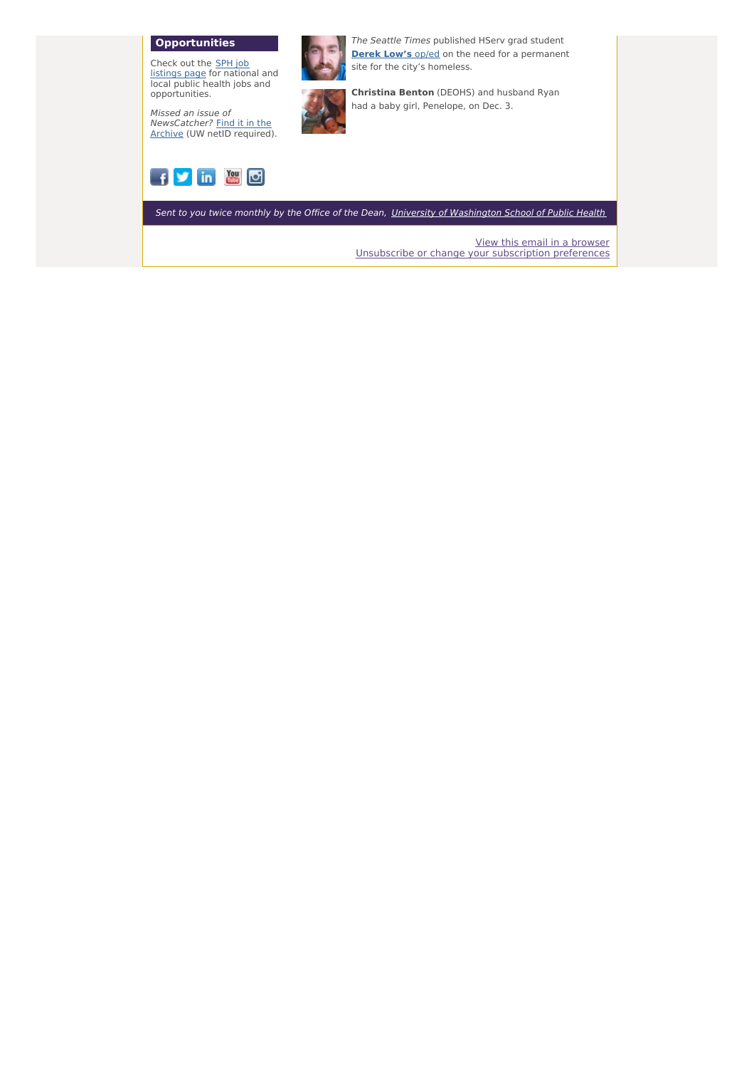## Opportunities

Check out the SPH job listings page for national and local public health jobs and opportunities.

*Missed an issue of NewsCatcher?* Find it in the Archive (UW netID required).

*The Seattle Times* published HServ grad student **Derek Low's** op/ed on the need for a permanent site for the city's homeless.

**Christina Benton** (DEOHS) and husband Ryan had a baby girl, Penelope, on Dec. 3.

*Sent to you twice monthly by the Office of the Dean, University of Washington School of Public Health*

View this email in a browser
Unsubscribe or change your subscription preferences